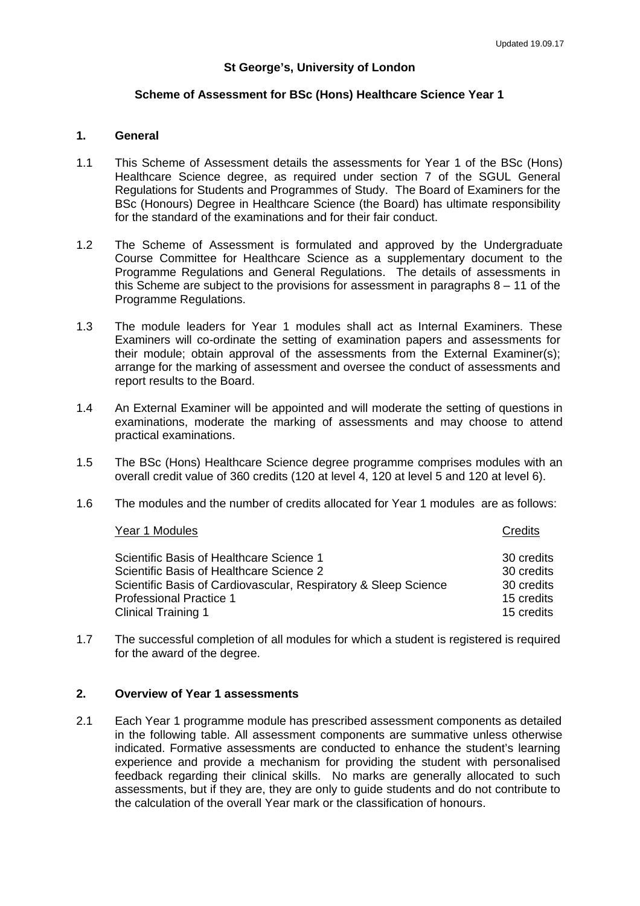Updated 19.09.17

**St George's, University of London**

**Scheme of Assessment for BSc (Hons) Healthcare Science Year 1**

## 1. General

1.1 This Scheme of Assessment details the assessments for Year 1 of the BSc (Hons) Healthcare Science degree, as required under section 7 of the SGUL General Regulations for Students and Programmes of Study. The Board of Examiners for the BSc (Honours) Degree in Healthcare Science (the Board) has ultimate responsibility for the standard of the examinations and for their fair conduct.

1.2 The Scheme of Assessment is formulated and approved by the Undergraduate Course Committee for Healthcare Science as a supplementary document to the Programme Regulations and General Regulations. The details of assessments in this Scheme are subject to the provisions for assessment in paragraphs 8 – 11 of the Programme Regulations.

1.3 The module leaders for Year 1 modules shall act as Internal Examiners. These Examiners will co-ordinate the setting of examination papers and assessments for their module; obtain approval of the assessments from the External Examiner(s); arrange for the marking of assessment and oversee the conduct of assessments and report results to the Board.

1.4 An External Examiner will be appointed and will moderate the setting of questions in examinations, moderate the marking of assessments and may choose to attend practical examinations.

1.5 The BSc (Hons) Healthcare Science degree programme comprises modules with an overall credit value of 360 credits (120 at level 4, 120 at level 5 and 120 at level 6).

1.6 The modules and the number of credits allocated for Year 1 modules are as follows:

| Year 1 Modules | Credits |
|---|---|
| Scientific Basis of Healthcare Science 1 | 30 credits |
| Scientific Basis of Healthcare Science 2 | 30 credits |
| Scientific Basis of Cardiovascular, Respiratory & Sleep Science | 30 credits |
| Professional Practice 1 | 15 credits |
| Clinical Training 1 | 15 credits |

1.7 The successful completion of all modules for which a student is registered is required for the award of the degree.

## 2. Overview of Year 1 assessments

2.1 Each Year 1 programme module has prescribed assessment components as detailed in the following table. All assessment components are summative unless otherwise indicated. Formative assessments are conducted to enhance the student's learning experience and provide a mechanism for providing the student with personalised feedback regarding their clinical skills. No marks are generally allocated to such assessments, but if they are, they are only to guide students and do not contribute to the calculation of the overall Year mark or the classification of honours.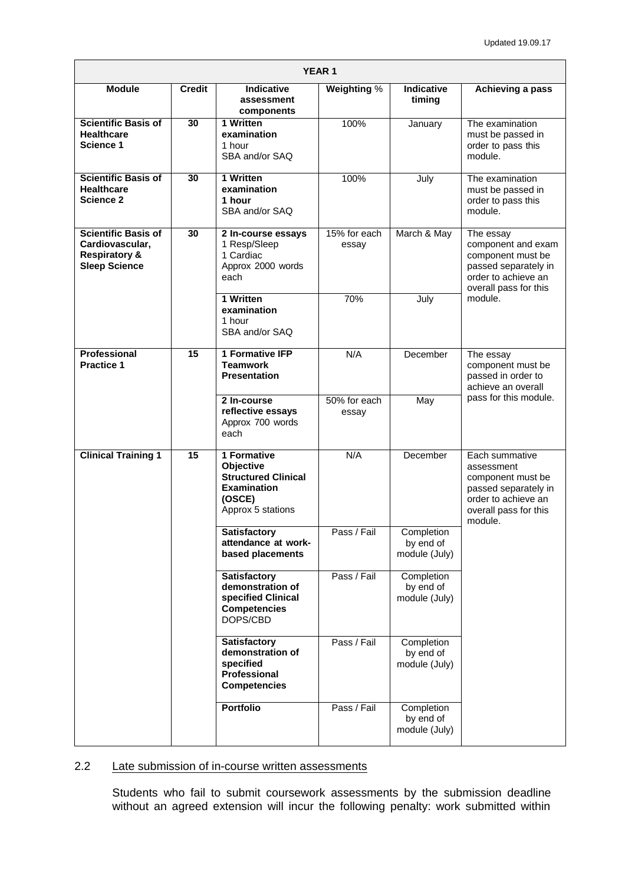| YEAR 1 | | | | | |
|---|---|---|---|---|---|
| **Module** | **Credit** | **Indicative assessment components** | **Weighting %** | **Indicative timing** | **Achieving a pass** |
| **Scientific Basis of Healthcare Science 1** | **30** | **1 Written examination** 1 hour SBA and/or SAQ | 100% | January | The examination must be passed in order to pass this module. |
| **Scientific Basis of Healthcare Science 2** | **30** | **1 Written examination 1 hour** SBA and/or SAQ | 100% | July | The examination must be passed in order to pass this module. |
| **Scientific Basis of Cardiovascular, Respiratory & Sleep Science** | **30** | **2 In-course essays** 1 Resp/Sleep 1 Cardiac Approx 2000 words each | 15% for each essay | March & May | The essay component and exam component must be passed separately in order to achieve an overall pass for this module. |
| | | **1 Written examination** 1 hour SBA and/or SAQ | 70% | July | |
| **Professional Practice 1** | **15** | **1 Formative IFP Teamwork Presentation** | N/A | December | The essay component must be passed in order to achieve an overall pass for this module. |
| | | **2 In-course reflective essays** Approx 700 words each | 50% for each essay | May | |
| **Clinical Training 1** | **15** | **1 Formative Objective Structured Clinical Examination (OSCE)** Approx 5 stations | N/A | December | Each summative assessment component must be passed separately in order to achieve an overall pass for this module. |
| | | **Satisfactory attendance at work-based placements** | Pass / Fail | Completion by end of module (July) | |
| | | **Satisfactory demonstration of specified Clinical Competencies** DOPS/CBD | Pass / Fail | Completion by end of module (July) | |
| | | **Satisfactory demonstration of specified Professional Competencies** | Pass / Fail | Completion by end of module (July) | |
| | | **Portfolio** | Pass / Fail | Completion by end of module (July) | |

## 2.2 Late submission of in-course written assessments

Students who fail to submit coursework assessments by the submission deadline without an agreed extension will incur the following penalty: work submitted within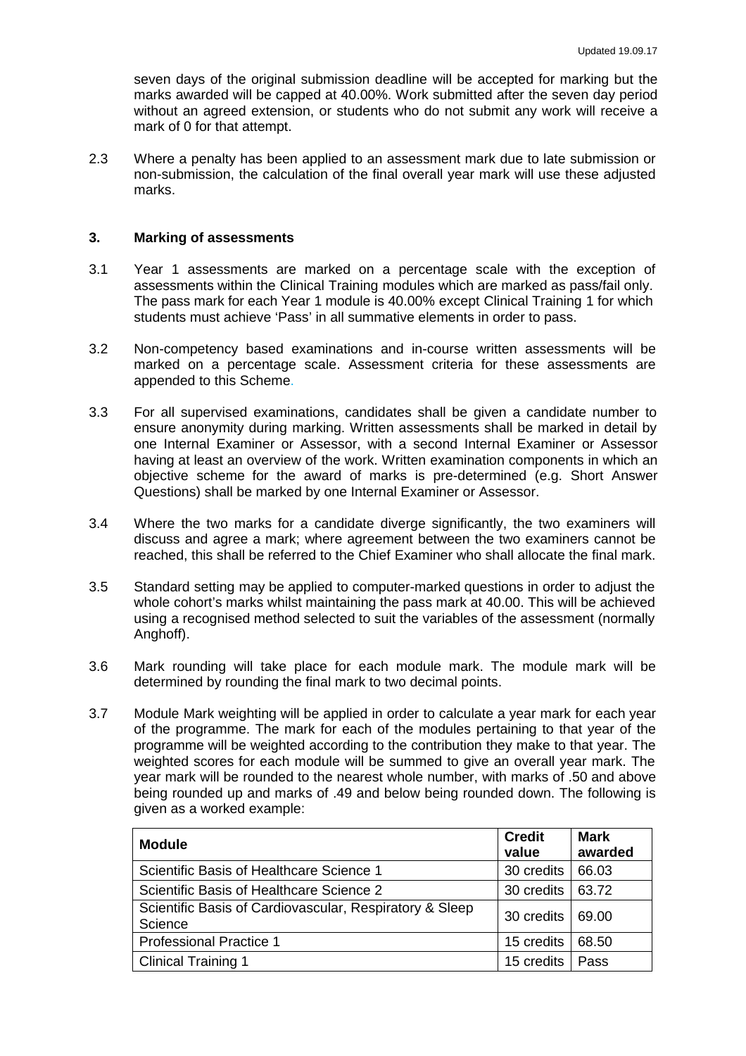seven days of the original submission deadline will be accepted for marking but the marks awarded will be capped at 40.00%. Work submitted after the seven day period without an agreed extension, or students who do not submit any work will receive a mark of 0 for that attempt.

2.3 Where a penalty has been applied to an assessment mark due to late submission or non-submission, the calculation of the final overall year mark will use these adjusted marks.

## 3. Marking of assessments

3.1 Year 1 assessments are marked on a percentage scale with the exception of assessments within the Clinical Training modules which are marked as pass/fail only. The pass mark for each Year 1 module is 40.00% except Clinical Training 1 for which students must achieve 'Pass' in all summative elements in order to pass.

3.2 Non-competency based examinations and in-course written assessments will be marked on a percentage scale. Assessment criteria for these assessments are appended to this Scheme.

3.3 For all supervised examinations, candidates shall be given a candidate number to ensure anonymity during marking. Written assessments shall be marked in detail by one Internal Examiner or Assessor, with a second Internal Examiner or Assessor having at least an overview of the work. Written examination components in which an objective scheme for the award of marks is pre-determined (e.g. Short Answer Questions) shall be marked by one Internal Examiner or Assessor.

3.4 Where the two marks for a candidate diverge significantly, the two examiners will discuss and agree a mark; where agreement between the two examiners cannot be reached, this shall be referred to the Chief Examiner who shall allocate the final mark.

3.5 Standard setting may be applied to computer-marked questions in order to adjust the whole cohort's marks whilst maintaining the pass mark at 40.00. This will be achieved using a recognised method selected to suit the variables of the assessment (normally Anghoff).

3.6 Mark rounding will take place for each module mark. The module mark will be determined by rounding the final mark to two decimal points.

3.7 Module Mark weighting will be applied in order to calculate a year mark for each year of the programme. The mark for each of the modules pertaining to that year of the programme will be weighted according to the contribution they make to that year. The weighted scores for each module will be summed to give an overall year mark. The year mark will be rounded to the nearest whole number, with marks of .50 and above being rounded up and marks of .49 and below being rounded down. The following is given as a worked example:

| **Module** | **Credit value** | **Mark awarded** |
|---|---|---|
| Scientific Basis of Healthcare Science 1 | 30 credits | 66.03 |
| Scientific Basis of Healthcare Science 2 | 30 credits | 63.72 |
| Scientific Basis of Cardiovascular, Respiratory & Sleep Science | 30 credits | 69.00 |
| Professional Practice 1 | 15 credits | 68.50 |
| Clinical Training 1 | 15 credits | Pass |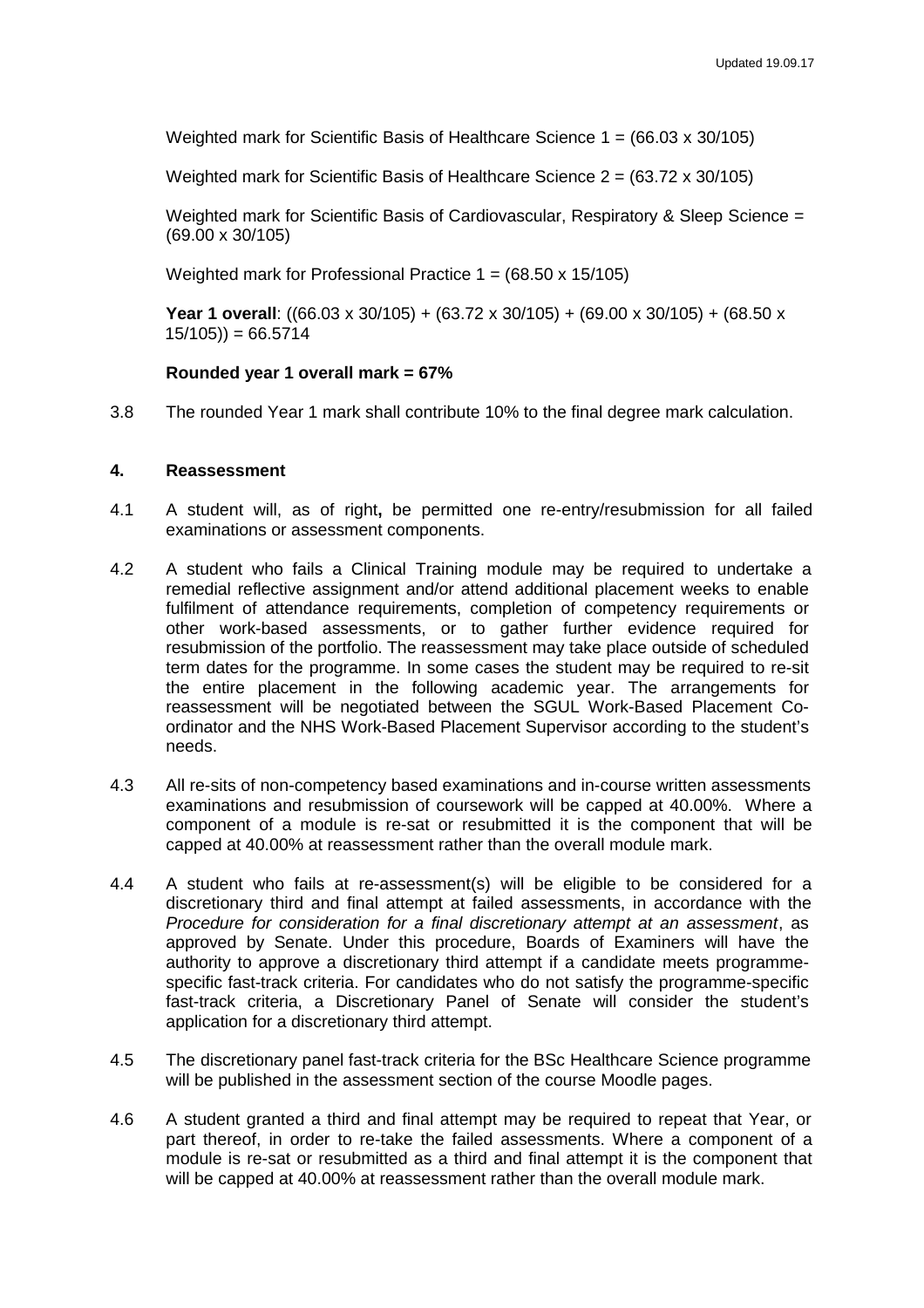Weighted mark for Scientific Basis of Healthcare Science 1 = (66.03 x 30/105)

Weighted mark for Scientific Basis of Healthcare Science 2 = (63.72 x 30/105)

Weighted mark for Scientific Basis of Cardiovascular, Respiratory & Sleep Science = (69.00 x 30/105)

Weighted mark for Professional Practice 1 = (68.50 x 15/105)

**Year 1 overall**: ((66.03 x 30/105) + (63.72 x 30/105) + (69.00 x 30/105) + (68.50 x 15/105)) = 66.5714

**Rounded year 1 overall mark = 67%**

3.8 The rounded Year 1 mark shall contribute 10% to the final degree mark calculation.

## 4. Reassessment

4.1 A student will, as of right**,** be permitted one re-entry/resubmission for all failed examinations or assessment components.

4.2 A student who fails a Clinical Training module may be required to undertake a remedial reflective assignment and/or attend additional placement weeks to enable fulfilment of attendance requirements, completion of competency requirements or other work-based assessments, or to gather further evidence required for resubmission of the portfolio. The reassessment may take place outside of scheduled term dates for the programme. In some cases the student may be required to re-sit the entire placement in the following academic year. The arrangements for reassessment will be negotiated between the SGUL Work-Based Placement Co-ordinator and the NHS Work-Based Placement Supervisor according to the student's needs.

4.3 All re-sits of non-competency based examinations and in-course written assessments examinations and resubmission of coursework will be capped at 40.00%. Where a component of a module is re-sat or resubmitted it is the component that will be capped at 40.00% at reassessment rather than the overall module mark.

4.4 A student who fails at re-assessment(s) will be eligible to be considered for a discretionary third and final attempt at failed assessments, in accordance with the *Procedure for consideration for a final discretionary attempt at an assessment*, as approved by Senate. Under this procedure, Boards of Examiners will have the authority to approve a discretionary third attempt if a candidate meets programme-specific fast-track criteria. For candidates who do not satisfy the programme-specific fast-track criteria, a Discretionary Panel of Senate will consider the student's application for a discretionary third attempt.

4.5 The discretionary panel fast-track criteria for the BSc Healthcare Science programme will be published in the assessment section of the course Moodle pages.

4.6 A student granted a third and final attempt may be required to repeat that Year, or part thereof, in order to re-take the failed assessments. Where a component of a module is re-sat or resubmitted as a third and final attempt it is the component that will be capped at 40.00% at reassessment rather than the overall module mark.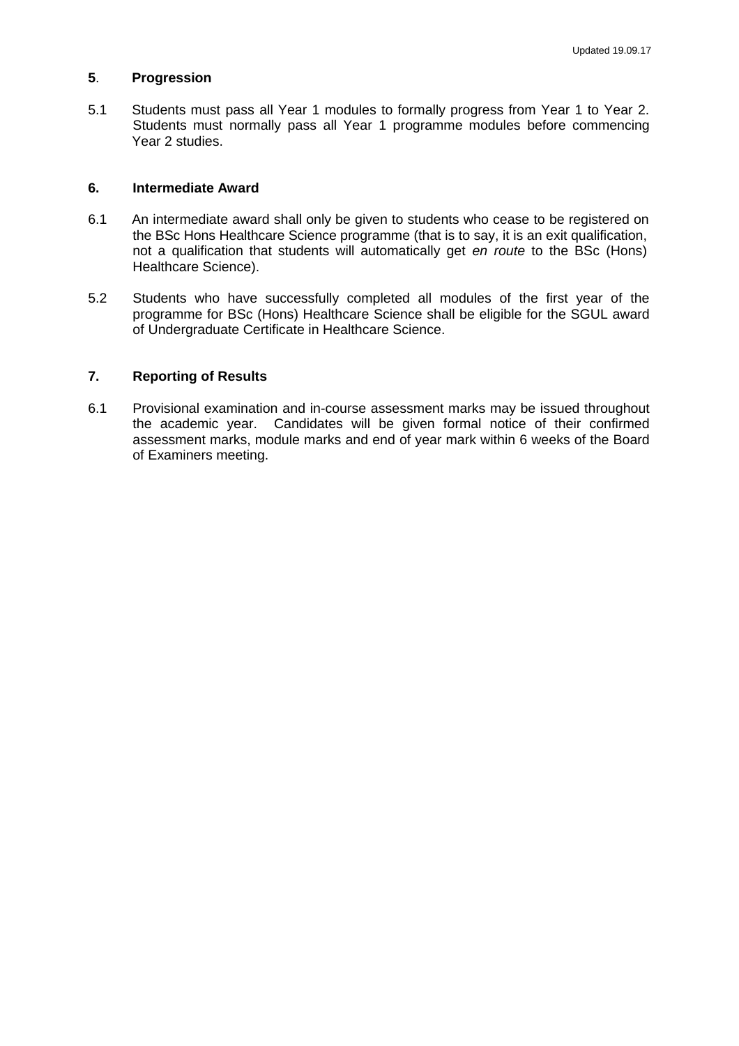## 5. Progression

5.1 Students must pass all Year 1 modules to formally progress from Year 1 to Year 2. Students must normally pass all Year 1 programme modules before commencing Year 2 studies.

## 6. Intermediate Award

6.1 An intermediate award shall only be given to students who cease to be registered on the BSc Hons Healthcare Science programme (that is to say, it is an exit qualification, not a qualification that students will automatically get *en route* to the BSc (Hons) Healthcare Science).

5.2 Students who have successfully completed all modules of the first year of the programme for BSc (Hons) Healthcare Science shall be eligible for the SGUL award of Undergraduate Certificate in Healthcare Science.

## 7. Reporting of Results

6.1 Provisional examination and in-course assessment marks may be issued throughout the academic year. Candidates will be given formal notice of their confirmed assessment marks, module marks and end of year mark within 6 weeks of the Board of Examiners meeting.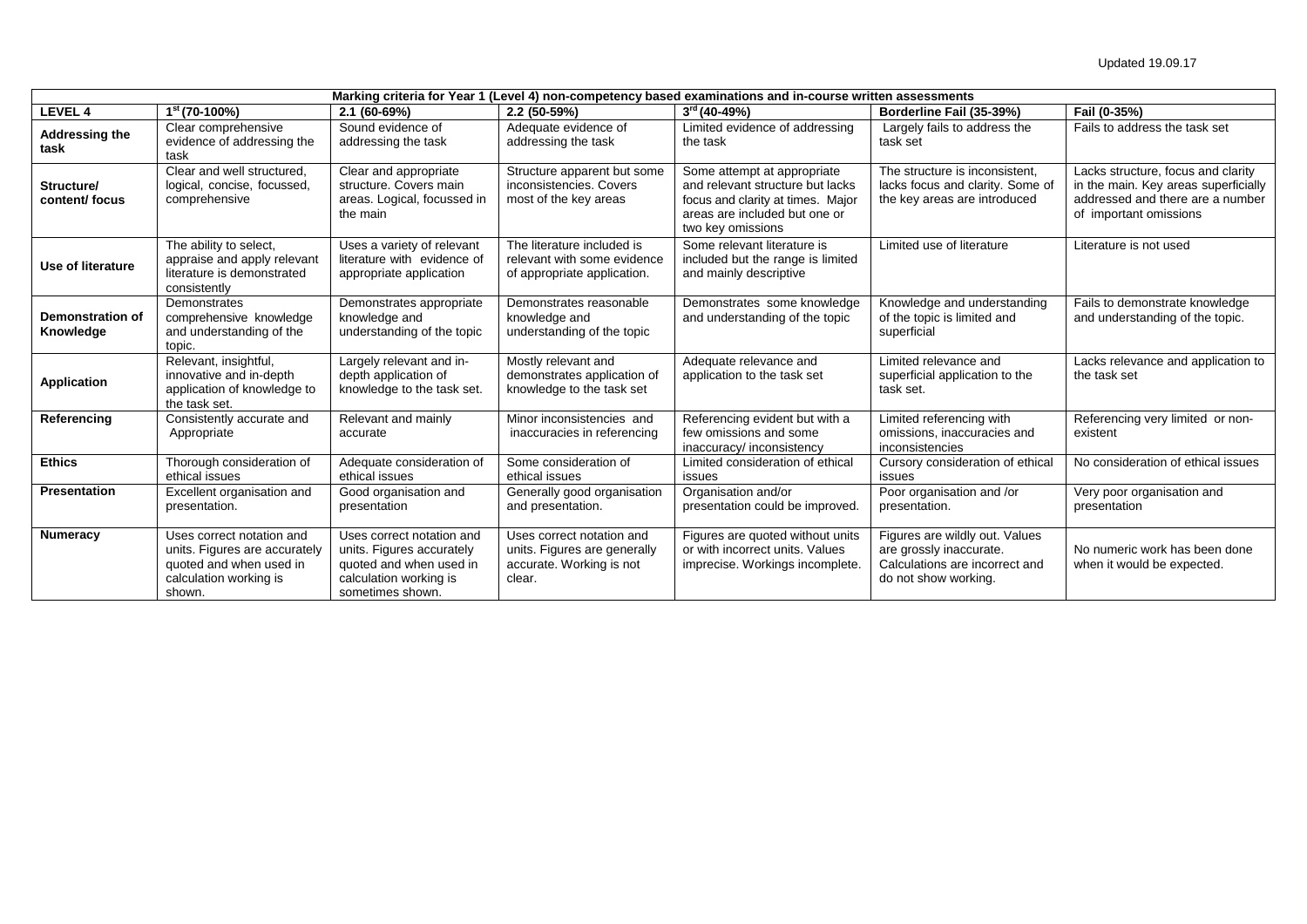Updated 19.09.17

| Marking criteria for Year 1 (Level 4) non-competency based examinations and in-course written assessments | | | | | | |
|---|---|---|---|---|---|---|
| **LEVEL 4** | **1st (70-100%)** | **2.1 (60-69%)** | **2.2 (50-59%)** | **3rd (40-49%)** | **Borderline Fail (35-39%)** | **Fail (0-35%)** |
| **Addressing the task** | Clear comprehensive evidence of addressing the task | Sound evidence of addressing the task | Adequate evidence of addressing the task | Limited evidence of addressing the task | Largely fails to address the task set | Fails to address the task set |
| **Structure/ content/ focus** | Clear and well structured, logical, concise, focussed, comprehensive | Clear and appropriate structure. Covers main areas. Logical, focussed in the main | Structure apparent but some inconsistencies. Covers most of the key areas | Some attempt at appropriate and relevant structure but lacks focus and clarity at times. Major areas are included but one or two key omissions | The structure is inconsistent, lacks focus and clarity. Some of the key areas are introduced | Lacks structure, focus and clarity in the main. Key areas superficially addressed and there are a number of important omissions |
| **Use of literature** | The ability to select, appraise and apply relevant literature is demonstrated consistently | Uses a variety of relevant literature with evidence of appropriate application | The literature included is relevant with some evidence of appropriate application. | Some relevant literature is included but the range is limited and mainly descriptive | Limited use of literature | Literature is not used |
| **Demonstration of Knowledge** | Demonstrates comprehensive knowledge and understanding of the topic. | Demonstrates appropriate knowledge and understanding of the topic | Demonstrates reasonable knowledge and understanding of the topic | Demonstrates some knowledge and understanding of the topic | Knowledge and understanding of the topic is limited and superficial | Fails to demonstrate knowledge and understanding of the topic. |
| **Application** | Relevant, insightful, innovative and in-depth application of knowledge to the task set. | Largely relevant and in-depth application of knowledge to the task set. | Mostly relevant and demonstrates application of knowledge to the task set | Adequate relevance and application to the task set | Limited relevance and superficial application to the task set. | Lacks relevance and application to the task set |
| **Referencing** | Consistently accurate and Appropriate | Relevant and mainly accurate | Minor inconsistencies and inaccuracies in referencing | Referencing evident but with a few omissions and some inaccuracy/ inconsistency | Limited referencing with omissions, inaccuracies and inconsistencies | Referencing very limited or non-existent |
| **Ethics** | Thorough consideration of ethical issues | Adequate consideration of ethical issues | Some consideration of ethical issues | Limited consideration of ethical issues | Cursory consideration of ethical issues | No consideration of ethical issues |
| **Presentation** | Excellent organisation and presentation. | Good organisation and presentation | Generally good organisation and presentation. | Organisation and/or presentation could be improved. | Poor organisation and /or presentation. | Very poor organisation and presentation |
| **Numeracy** | Uses correct notation and units. Figures are accurately quoted and when used in calculation working is shown. | Uses correct notation and units. Figures accurately quoted and when used in calculation working is sometimes shown. | Uses correct notation and units. Figures are generally accurate. Working is not clear. | Figures are quoted without units or with incorrect units. Values imprecise. Workings incomplete. | Figures are wildly out. Values are grossly inaccurate. Calculations are incorrect and do not show working. | No numeric work has been done when it would be expected. |